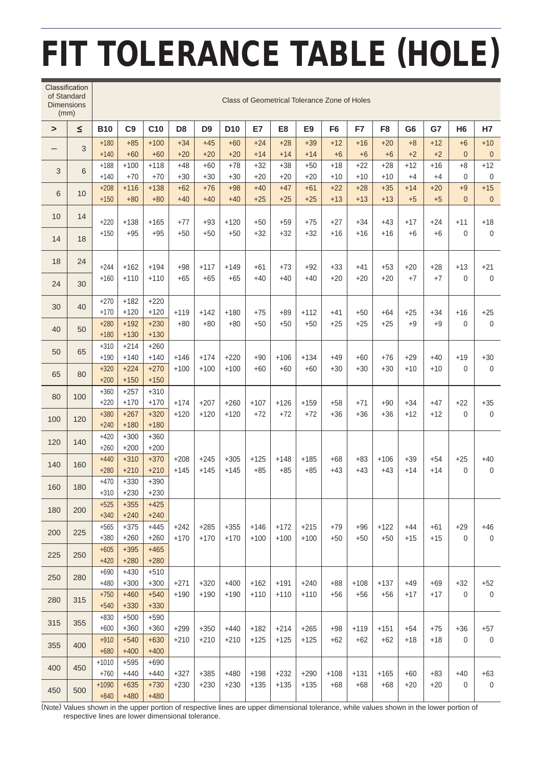# FIT TOLERANCE TABLE (HOLE)

| Classification of Standard Dimensions (mm) | | Class of Geometrical Tolerance Zone of Holes | | | | | | | | | | | | | | | |
|---|---|---|---|---|---|---|---|---|---|---|---|---|---|---|---|---|---|
| > | ≤ | B10 | C9 | C10 | D8 | D9 | D10 | E7 | E8 | E9 | F6 | F7 | F8 | G6 | G7 | H6 | H7 |
| — | 3 | +180<br>+140 | +85<br>+60 | +100<br>+60 | +34<br>+20 | +45<br>+20 | +60<br>+20 | +24<br>+14 | +28<br>+14 | +39<br>+14 | +12<br>+6 | +16<br>+6 | +20<br>+6 | +8<br>+2 | +12<br>+2 | +6<br>0 | +10<br>0 |
| 3 | 6 | +188<br>+140 | +100<br>+70 | +118<br>+70 | +48<br>+30 | +60<br>+30 | +78<br>+30 | +32<br>+20 | +38<br>+20 | +50<br>+20 | +18<br>+10 | +22<br>+10 | +28<br>+10 | +12<br>+4 | +16<br>+4 | +8<br>0 | +12<br>0 |
| 6 | 10 | +208<br>+150 | +116<br>+80 | +138<br>+80 | +62<br>+40 | +76<br>+40 | +98<br>+40 | +40<br>+25 | +47<br>+25 | +61<br>+25 | +22<br>+13 | +28<br>+13 | +35<br>+13 | +14<br>+5 | +20<br>+5 | +9<br>0 | +15<br>0 |
| 10 | 14 | +220<br>+150 | +138<br>+95 | +165<br>+95 | +77<br>+50 | +93<br>+50 | +120<br>+50 | +50<br>+32 | +59<br>+32 | +75<br>+32 | +27<br>+16 | +34<br>+16 | +43<br>+16 | +17<br>+6 | +24<br>+6 | +11<br>0 | +18<br>0 |
| 14 | 18 | | | | | | | | | | | | | | | | |
| 18 | 24 | +244<br>+160 | +162<br>+110 | +194<br>+110 | +98<br>+65 | +117<br>+65 | +149<br>+65 | +61<br>+40 | +73<br>+40 | +92<br>+40 | +33<br>+20 | +41<br>+20 | +53<br>+20 | +20<br>+7 | +28<br>+7 | +13<br>0 | +21<br>0 |
| 24 | 30 | | | | | | | | | | | | | | | | |
| 30 | 40 | +270<br>+170 | +182<br>+120 | +220<br>+120 | +119<br>+80 | +142<br>+80 | +180<br>+80 | +75<br>+50 | +89<br>+50 | +112<br>+50 | +41<br>+25 | +50<br>+25 | +64<br>+25 | +25<br>+9 | +34<br>+9 | +16<br>0 | +25<br>0 |
| 40 | 50 | +280<br>+180 | +192<br>+130 | +230<br>+130 | | | | | | | | | | | | | |
| 50 | 65 | +310<br>+190 | +214<br>+140 | +260<br>+140 | +146<br>+100 | +174<br>+100 | +220<br>+100 | +90<br>+60 | +106<br>+60 | +134<br>+60 | +49<br>+30 | +60<br>+30 | +76<br>+30 | +29<br>+10 | +40<br>+10 | +19<br>0 | +30<br>0 |
| 65 | 80 | +320<br>+200 | +224<br>+150 | +270<br>+150 | | | | | | | | | | | | | |
| 80 | 100 | +360<br>+220 | +257<br>+170 | +310<br>+170 | +174<br>+120 | +207<br>+120 | +260<br>+120 | +107<br>+72 | +126<br>+72 | +159<br>+72 | +58<br>+36 | +71<br>+36 | +90<br>+36 | +34<br>+12 | +47<br>+12 | +22<br>0 | +35<br>0 |
| 100 | 120 | +380<br>+240 | +267<br>+180 | +320<br>+180 | | | | | | | | | | | | | |
| 120 | 140 | +420<br>+260 | +300<br>+200 | +360<br>+200 | | | | | | | | | | | | | |
| 140 | 160 | +440<br>+280 | +310<br>+210 | +370<br>+210 | +208<br>+145 | +245<br>+145 | +305<br>+145 | +125<br>+85 | +148<br>+85 | +185<br>+85 | +68<br>+43 | +83<br>+43 | +106<br>+43 | +39<br>+14 | +54<br>+14 | +25<br>0 | +40<br>0 |
| 160 | 180 | +470<br>+310 | +330<br>+230 | +390<br>+230 | | | | | | | | | | | | | |
| 180 | 200 | +525<br>+340 | +355<br>+240 | +425<br>+240 | | | | | | | | | | | | | |
| 200 | 225 | +565<br>+380 | +375<br>+260 | +445<br>+260 | +242<br>+170 | +285<br>+170 | +355<br>+170 | +146<br>+100 | +172<br>+100 | +215<br>+100 | +79<br>+50 | +96<br>+50 | +122<br>+50 | +44<br>+15 | +61<br>+15 | +29<br>0 | +46<br>0 |
| 225 | 250 | +605<br>+420 | +395<br>+280 | +465<br>+280 | | | | | | | | | | | | | |
| 250 | 280 | +690<br>+480 | +430<br>+300 | +510<br>+300 | +271<br>+190 | +320<br>+190 | +400<br>+190 | +162<br>+110 | +191<br>+110 | +240<br>+110 | +88<br>+56 | +108<br>+56 | +137<br>+56 | +49<br>+17 | +69<br>+17 | +32<br>0 | +52<br>0 |
| 280 | 315 | +750<br>+540 | +460<br>+330 | +540<br>+330 | | | | | | | | | | | | | |
| 315 | 355 | +830<br>+600 | +500<br>+360 | +590<br>+360 | +299<br>+210 | +350<br>+210 | +440<br>+210 | +182<br>+125 | +214<br>+125 | +265<br>+125 | +98<br>+62 | +119<br>+62 | +151<br>+62 | +54<br>+18 | +75<br>+18 | +36<br>0 | +57<br>0 |
| 355 | 400 | +910<br>+680 | +540<br>+400 | +630<br>+400 | | | | | | | | | | | | | |
| 400 | 450 | +1010<br>+760 | +595<br>+440 | +690<br>+440 | +327<br>+230 | +385<br>+230 | +480<br>+230 | +198<br>+135 | +232<br>+135 | +290<br>+135 | +108<br>+68 | +131<br>+68 | +165<br>+68 | +60<br>+20 | +83<br>+20 | +40<br>0 | +63<br>0 |
| 450 | 500 | +1090<br>+840 | +635<br>+480 | +730<br>+480 | | | | | | | | | | | | | |

(Note) Values shown in the upper portion of respective lines are upper dimensional tolerance, while values shown in the lower portion of respective lines are lower dimensional tolerance.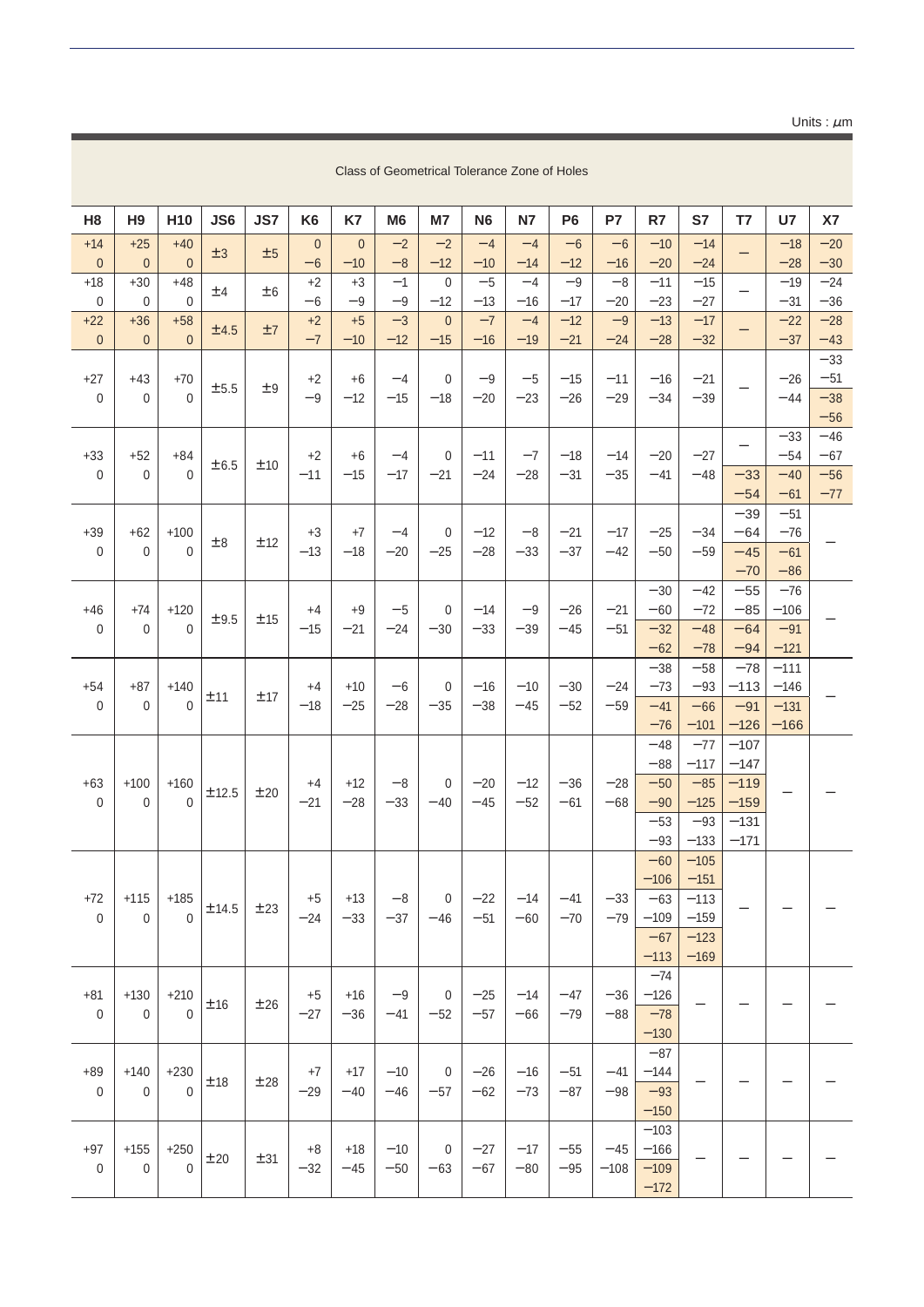Units : $\mu$m

| Class of Geometrical Tolerance Zone of Holes | | | | | | | | | | | | | | | | | |
|---|---|---|---|---|---|---|---|---|---|---|---|---|---|---|---|---|---|
| H8 | H9 | H10 | JS6 | JS7 | K6 | K7 | M6 | M7 | N6 | N7 | P6 | P7 | R7 | S7 | T7 | U7 | X7 |
| +14<br>0 | +25<br>0 | +40<br>0 | ±3 | ±5 | 0<br>−6 | 0<br>−10 | −2<br>−8 | −2<br>−12 | −4<br>−10 | −4<br>−14 | −6<br>−12 | −6<br>−16 | −10<br>−20 | −14<br>−24 | — | −18<br>−28 | −20<br>−30 |
| +18<br>0 | +30<br>0 | +48<br>0 | ±4 | ±6 | +2<br>−6 | +3<br>−9 | −1<br>−9 | 0<br>−12 | −5<br>−13 | −4<br>−16 | −9<br>−17 | −8<br>−20 | −11<br>−23 | −15<br>−27 | — | −19<br>−31 | −24<br>−36 |
| +22<br>0 | +36<br>0 | +58<br>0 | ±4.5 | ±7 | +2<br>−7 | +5<br>−10 | −3<br>−12 | 0<br>−15 | −7<br>−16 | −4<br>−19 | −12<br>−21 | −9<br>−24 | −13<br>−28 | −17<br>−32 | — | −22<br>−37 | −28<br>−43 |
| +27<br>0 | +43<br>0 | +70<br>0 | ±5.5 | ±9 | +2<br>−9 | +6<br>−12 | −4<br>−15 | 0<br>−18 | −9<br>−20 | −5<br>−23 | −15<br>−26 | −11<br>−29 | −16<br>−34 | −21<br>−39 | — | −26<br>−44 | −33<br>−51<br>−38<br>−56 |
| +33<br>0 | +52<br>0 | +84<br>0 | ±6.5 | ±10 | +2<br>−11 | +6<br>−15 | −4<br>−17 | 0<br>−21 | −11<br>−24 | −7<br>−28 | −18<br>−31 | −14<br>−35 | −20<br>−41 | −27<br>−48 | —<br>−33<br>−54 | −33<br>−54<br>−40<br>−61 | −46<br>−67<br>−56<br>−77 |
| +39<br>0 | +62<br>0 | +100<br>0 | ±8 | ±12 | +3<br>−13 | +7<br>−18 | −4<br>−20 | 0<br>−25 | −12<br>−28 | −8<br>−33 | −21<br>−37 | −17<br>−42 | −25<br>−50 | −34<br>−59 | −39<br>−64<br>−45<br>−70 | −51<br>−76<br>−61<br>−86 | — |
| +46<br>0 | +74<br>0 | +120<br>0 | ±9.5 | ±15 | +4<br>−15 | +9<br>−21 | −5<br>−24 | 0<br>−30 | −14<br>−33 | −9<br>−39 | −26<br>−45 | −21<br>−51 | −30<br>−60<br>−32<br>−62 | −42<br>−72<br>−48<br>−78 | −55<br>−85<br>−64<br>−94 | −76<br>−106<br>−91<br>−121 | — |
| +54<br>0 | +87<br>0 | +140<br>0 | ±11 | ±17 | +4<br>−18 | +10<br>−25 | −6<br>−28 | 0<br>−35 | −16<br>−38 | −10<br>−45 | −30<br>−52 | −24<br>−59 | −38<br>−73<br>−41<br>−76 | −58<br>−93<br>−66<br>−101 | −78<br>−113<br>−91<br>−126 | −111<br>−146<br>−131<br>−166 | — |
| +63<br>0 | +100<br>0 | +160<br>0 | ±12.5 | ±20 | +4<br>−21 | +12<br>−28 | −8<br>−33 | 0<br>−40 | −20<br>−45 | −12<br>−52 | −36<br>−61 | −28<br>−68 | −48<br>−88<br>−50<br>−90<br>−53<br>−93 | −77<br>−117<br>−85<br>−125<br>−93<br>−133 | −107<br>−147<br>−119<br>−159<br>−131<br>−171 | — | — |
| +72<br>0 | +115<br>0 | +185<br>0 | ±14.5 | ±23 | +5<br>−24 | +13<br>−33 | −8<br>−37 | 0<br>−46 | −22<br>−51 | −14<br>−60 | −41<br>−70 | −33<br>−79 | −60<br>−106<br>−63<br>−109<br>−67<br>−113 | −105<br>−151<br>−113<br>−159<br>−123<br>−169 | — | — | — |
| +81<br>0 | +130<br>0 | +210<br>0 | ±16 | ±26 | +5<br>−27 | +16<br>−36 | −9<br>−41 | 0<br>−52 | −25<br>−57 | −14<br>−66 | −47<br>−79 | −36<br>−88 | −74<br>−126<br>−78<br>−130 | — | — | — | — |
| +89<br>0 | +140<br>0 | +230<br>0 | ±18 | ±28 | +7<br>−29 | +17<br>−40 | −10<br>−46 | 0<br>−57 | −26<br>−62 | −16<br>−73 | −51<br>−87 | −41<br>−98 | −87<br>−144<br>−93<br>−150 | — | — | — | — |
| +97<br>0 | +155<br>0 | +250<br>0 | ±20 | ±31 | +8<br>−32 | +18<br>−45 | −10<br>−50 | 0<br>−63 | −27<br>−67 | −17<br>−80 | −55<br>−95 | −45<br>−108 | −103<br>−166<br>−109<br>−172 | — | — | — | — |